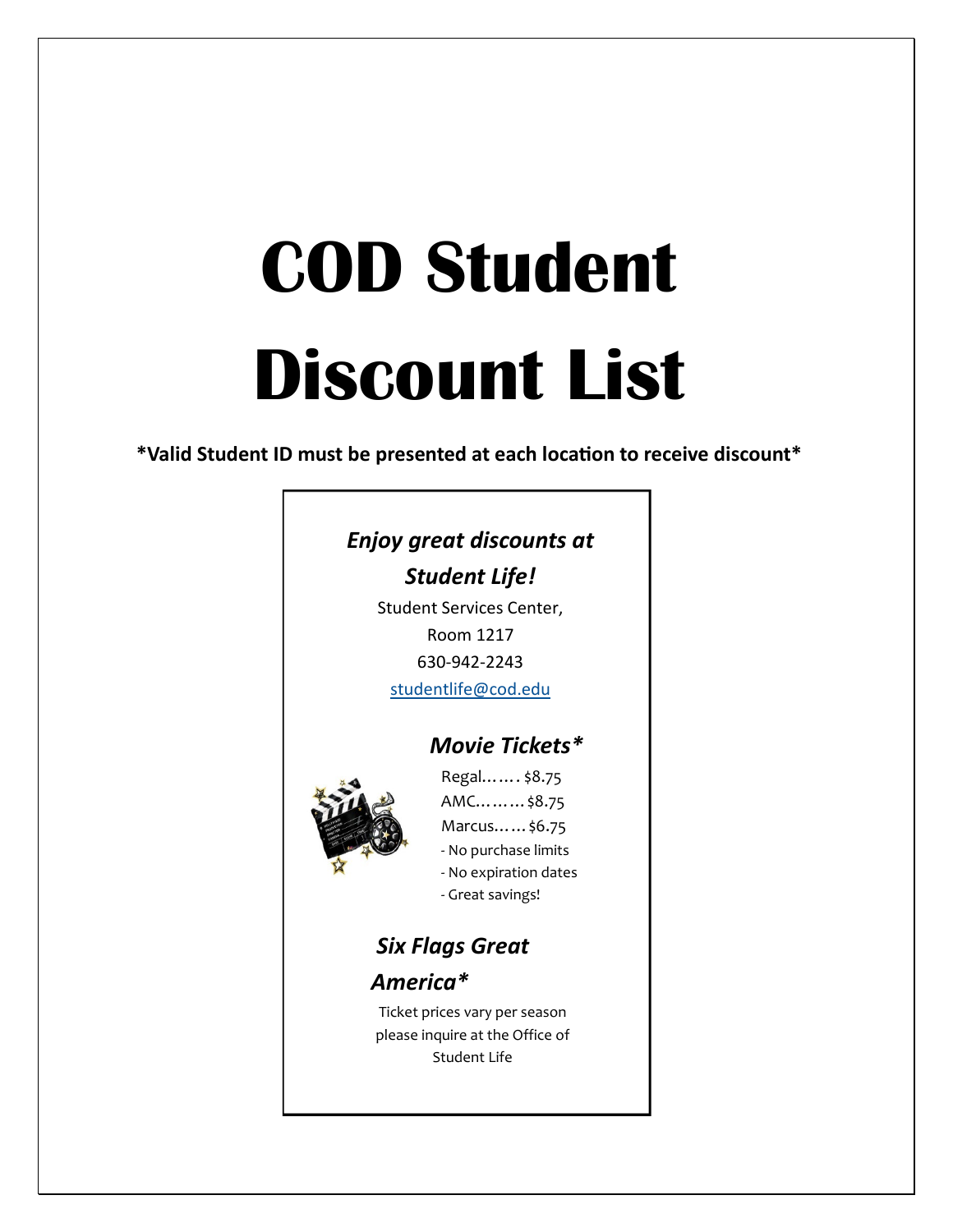# COD Student Discount List

**\*Valid Student ID must be presented at each location to receive discount\***

### *Enjoy great discounts at Student Life!*

Student Services Center,
Room 1217
630-942-2243
studentlife@cod.edu

### *Movie Tickets\**

Regal……. $8.75
AMC………$8.75
Marcus……$6.75

- No purchase limits
- No expiration dates
- Great savings!

### *Six Flags Great America\**

Ticket prices vary per season please inquire at the Office of Student Life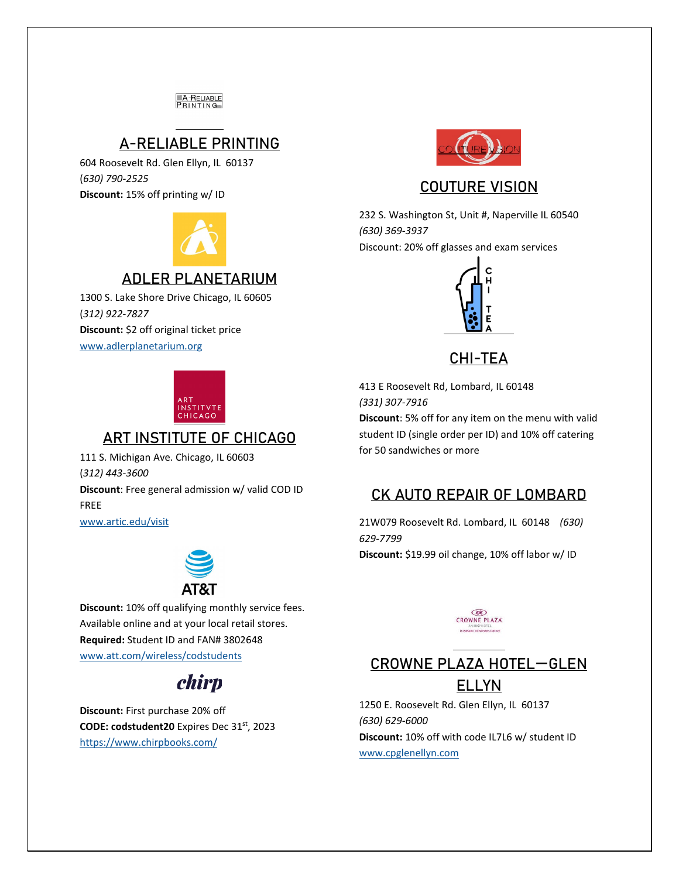## A-RELIABLE PRINTING

604 Roosevelt Rd. Glen Ellyn, IL 60137
*(630) 790-2525*
**Discount:** 15% off printing w/ ID

## ADLER PLANETARIUM

1300 S. Lake Shore Drive Chicago, IL 60605
*(312) 922-7827*
**Discount:** $2 off original ticket price
www.adlerplanetarium.org

## ART INSTITUTE OF CHICAGO

111 S. Michigan Ave. Chicago, IL 60603
*(312) 443-3600*
**Discount**: Free general admission w/ valid COD ID FREE
www.artic.edu/visit

AT&T

**Discount:** 10% off qualifying monthly service fees. Available online and at your local retail stores.
**Required:** Student ID and FAN# 3802648
www.att.com/wireless/codstudents

chirp

**Discount:** First purchase 20% off
**CODE: codstudent20** Expires Dec 31st, 2023
https://www.chirpbooks.com/

## COUTURE VISION

232 S. Washington St, Unit #, Naperville IL 60540
*(630) 369-3937*
Discount: 20% off glasses and exam services

## CHI-TEA

413 E Roosevelt Rd, Lombard, IL 60148
*(331) 307-7916*
**Discount**: 5% off for any item on the menu with valid student ID (single order per ID) and 10% off catering for 50 sandwiches or more

## CK AUTO REPAIR OF LOMBARD

21W079 Roosevelt Rd. Lombard, IL 60148 *(630) 629-7799*
**Discount:** $19.99 oil change, 10% off labor w/ ID

## CROWNE PLAZA HOTEL—GLEN ELLYN

1250 E. Roosevelt Rd. Glen Ellyn, IL 60137
*(630) 629-6000*
**Discount:** 10% off with code IL7L6 w/ student ID
www.cpglenellyn.com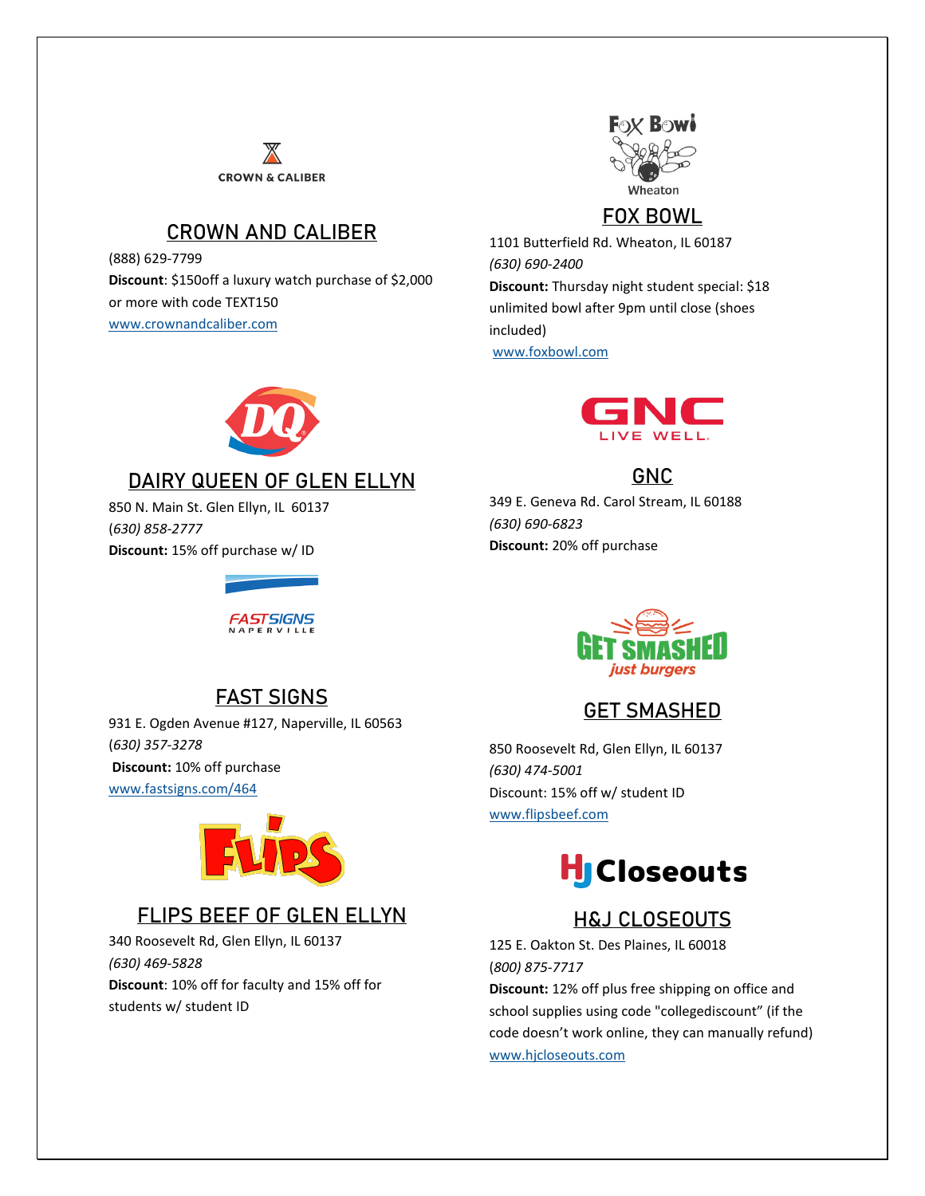## CROWN AND CALIBER

(888) 629-7799

**Discount**: $150off a luxury watch purchase of $2,000 or more with code TEXT150

www.crownandcaliber.com

## FOX BOWL

1101 Butterfield Rd. Wheaton, IL 60187

*(630) 690-2400*

**Discount:** Thursday night student special: $18 unlimited bowl after 9pm until close (shoes included)

www.foxbowl.com

## DAIRY QUEEN OF GLEN ELLYN

850 N. Main St. Glen Ellyn, IL 60137

(*630) 858-2777*

**Discount:** 15% off purchase w/ ID

## GNC

349 E. Geneva Rd. Carol Stream, IL 60188

*(630) 690-6823*

**Discount:** 20% off purchase

## FAST SIGNS

931 E. Ogden Avenue #127, Naperville, IL 60563

(*630) 357-3278*

**Discount:** 10% off purchase

www.fastsigns.com/464

## GET SMASHED

850 Roosevelt Rd, Glen Ellyn, IL 60137

*(630) 474-5001*

Discount: 15% off w/ student ID

www.flipsbeef.com

## FLIPS BEEF OF GLEN ELLYN

340 Roosevelt Rd, Glen Ellyn, IL 60137

*(630) 469-5828*

**Discount**: 10% off for faculty and 15% off for students w/ student ID

## H&J CLOSEOUTS

125 E. Oakton St. Des Plaines, IL 60018

(*800) 875-7717*

**Discount:** 12% off plus free shipping on office and school supplies using code "collegediscount" (if the code doesn't work online, they can manually refund)

www.hjcloseouts.com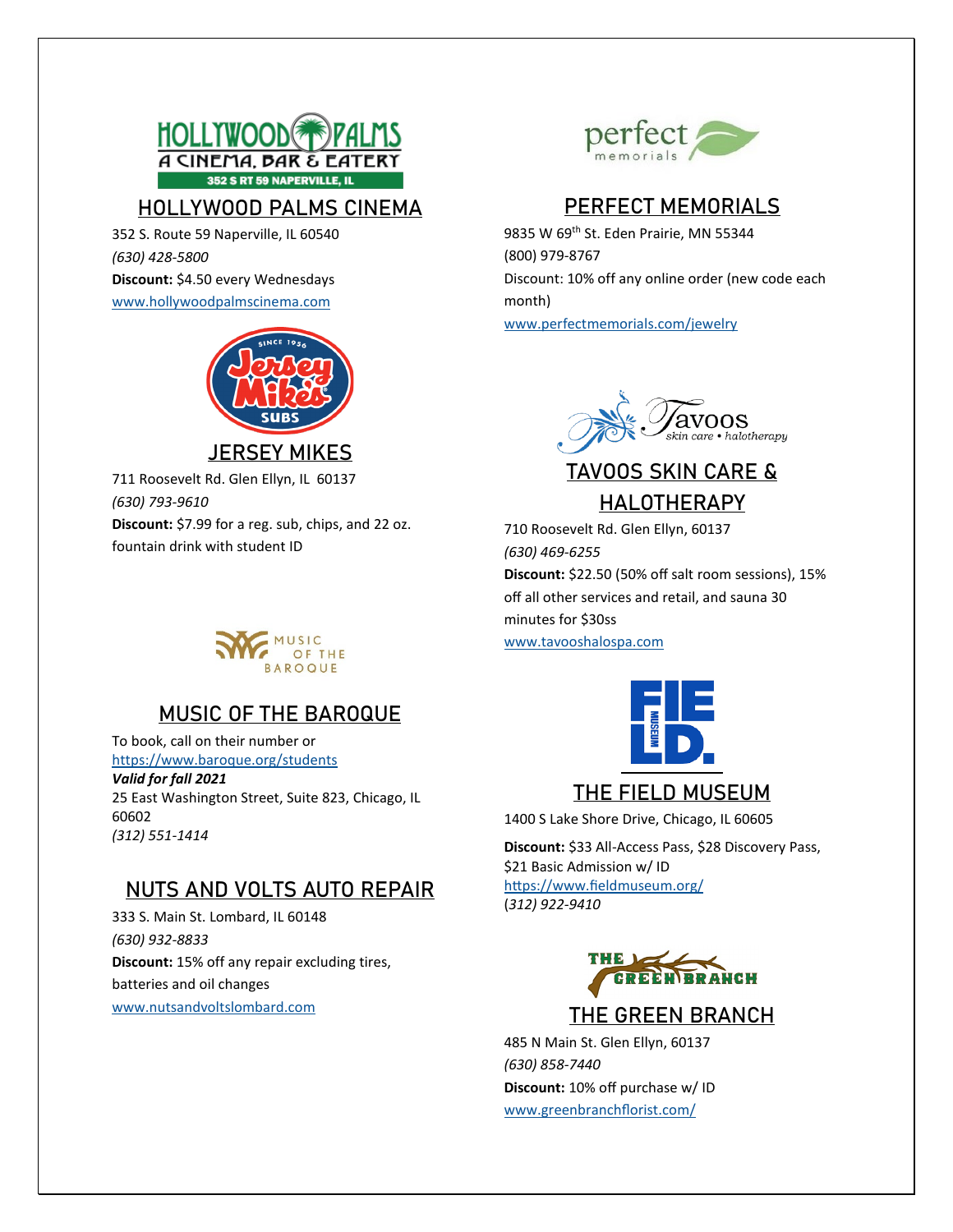## HOLLYWOOD PALMS CINEMA

352 S. Route 59 Naperville, IL 60540
*(630) 428-5800*
**Discount:** $4.50 every Wednesdays
www.hollywoodpalmscinema.com

## JERSEY MIKES

711 Roosevelt Rd. Glen Ellyn, IL 60137
*(630) 793-9610*
**Discount:** $7.99 for a reg. sub, chips, and 22 oz. fountain drink with student ID

## MUSIC OF THE BAROQUE

To book, call on their number or
https://www.baroque.org/students
***Valid for fall 2021***
25 East Washington Street, Suite 823, Chicago, IL 60602
*(312) 551-1414*

## NUTS AND VOLTS AUTO REPAIR

333 S. Main St. Lombard, IL 60148
*(630) 932-8833*
**Discount:** 15% off any repair excluding tires, batteries and oil changes
www.nutsandvoltslombard.com

## PERFECT MEMORIALS

9835 W 69th St. Eden Prairie, MN 55344
(800) 979-8767
Discount: 10% off any online order (new code each month)
www.perfectmemorials.com/jewelry

## TAVOOS SKIN CARE & HALOTHERAPY

710 Roosevelt Rd. Glen Ellyn, 60137
*(630) 469-6255*
**Discount:** $22.50 (50% off salt room sessions), 15% off all other services and retail, and sauna 30 minutes for $30ss
www.tavooshalospa.com

## THE FIELD MUSEUM

1400 S Lake Shore Drive, Chicago, IL 60605

**Discount:** $33 All-Access Pass, $28 Discovery Pass, $21 Basic Admission w/ ID
https://www.fieldmuseum.org/
*(312) 922-9410*

## THE GREEN BRANCH

485 N Main St. Glen Ellyn, 60137
*(630) 858-7440*
**Discount:** 10% off purchase w/ ID
www.greenbranchflorist.com/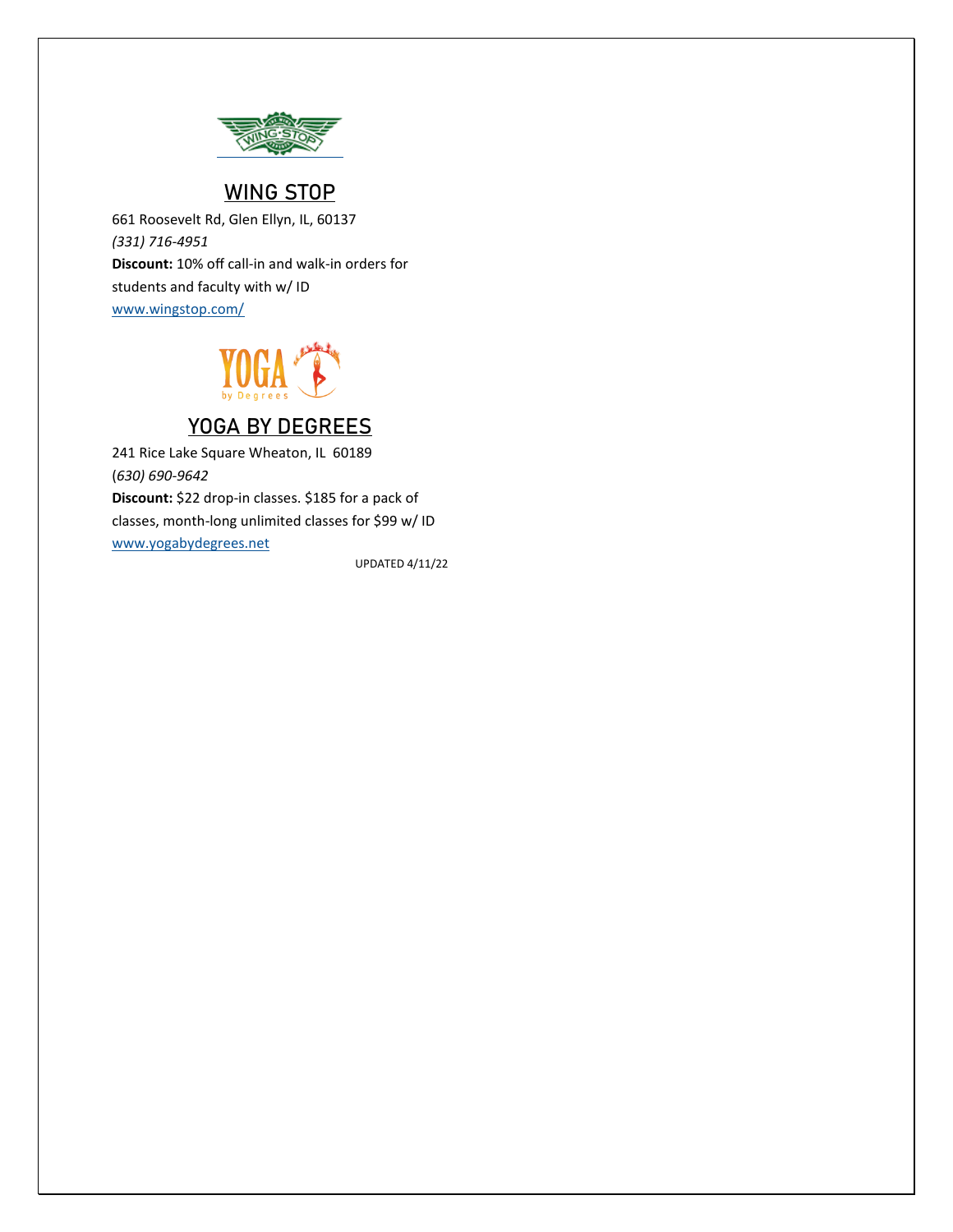## WING STOP

661 Roosevelt Rd, Glen Ellyn, IL, 60137
*(331) 716-4951*
**Discount:** 10% off call-in and walk-in orders for students and faculty with w/ ID
www.wingstop.com/

## YOGA BY DEGREES

241 Rice Lake Square Wheaton, IL 60189
(*630) 690-9642*
**Discount:** $22 drop-in classes. $185 for a pack of classes, month-long unlimited classes for $99 w/ ID
www.yogabydegrees.net

UPDATED 4/11/22